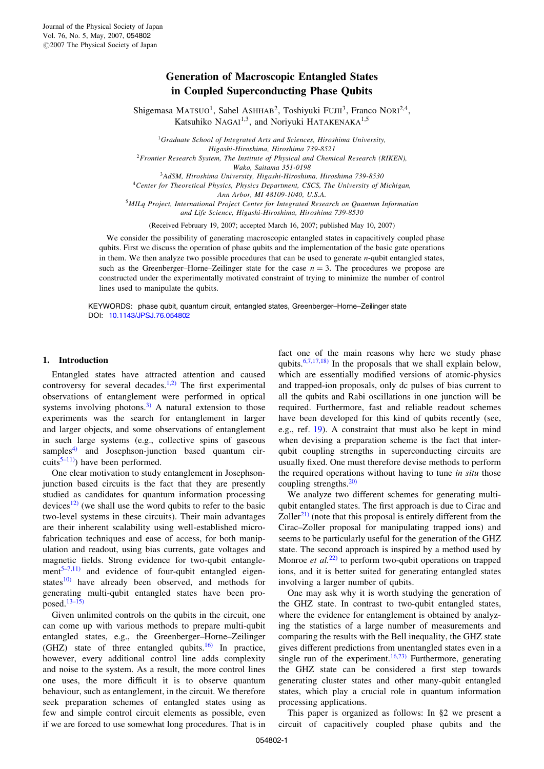# Generation of Macroscopic Entangled States in Coupled Superconducting Phase Qubits

Shigemasa MATSUO[1], Sahel ASHHAB[2], Toshiyuki FUJII[3], Franco NORI[2,4], Katsuhiko NAGAI[1,3], and Noriyuki HATAKENAKA[1,5]

[1]*Graduate School of Integrated Arts and Sciences, Hiroshima University, Higashi-Hiroshima, Hiroshima 739-8521*

[2]*Frontier Research System, The Institute of Physical and Chemical Research (RIKEN), Wako, Saitama 351-0198*

[3]*AdSM, Hiroshima University, Higashi-Hiroshima, Hiroshima 739-8530*

[4]*Center for Theoretical Physics, Physics Department, CSCS, The University of Michigan, Ann Arbor, MI 48109-1040, U.S.A.*

[5]*MILq Project, International Project Center for Integrated Research on Quantum Information and Life Science, Higashi-Hiroshima, Hiroshima 739-8530*

(Received February 19, 2007; accepted March 16, 2007; published May 10, 2007)

We consider the possibility of generating macroscopic entangled states in capacitively coupled phase qubits. First we discuss the operation of phase qubits and the implementation of the basic gate operations in them. We then analyze two possible procedures that can be used to generate $n$-qubit entangled states, such as the Greenberger–Horne–Zeilinger state for the case $n = 3$. The procedures we propose are constructed under the experimentally motivated constraint of trying to minimize the number of control lines used to manipulate the qubits.

KEYWORDS: phase qubit, quantum circuit, entangled states, Greenberger–Horne–Zeilinger state
DOI: 10.1143/JPSJ.76.054802

## 1. Introduction

Entangled states have attracted attention and caused controversy for several decades.[1,2] The first experimental observations of entanglement were performed in optical systems involving photons.[3] A natural extension to those experiments was the search for entanglement in larger and larger objects, and some observations of entanglement in such large systems (e.g., collective spins of gaseous samples[4] and Josephson-junction based quantum circuits[5–11]) have been performed.

One clear motivation to study entanglement in Josephson-junction based circuits is the fact that they are presently studied as candidates for quantum information processing devices[12] (we shall use the word qubits to refer to the basic two-level systems in these circuits). Their main advantages are their inherent scalability using well-established microfabrication techniques and ease of access, for both manipulation and readout, using bias currents, gate voltages and magnetic fields. Strong evidence for two-qubit entanglement[5–7,11] and evidence of four-qubit entangled eigenstates[10] have already been observed, and methods for generating multi-qubit entangled states have been proposed.[13–15]

Given unlimited controls on the qubits in the circuit, one can come up with various methods to prepare multi-qubit entangled states, e.g., the Greenberger–Horne–Zeilinger (GHZ) state of three entangled qubits.[16] In practice, however, every additional control line adds complexity and noise to the system. As a result, the more control lines one uses, the more difficult it is to observe quantum behaviour, such as entanglement, in the circuit. We therefore seek preparation schemes of entangled states using as few and simple control circuit elements as possible, even if we are forced to use somewhat long procedures. That is in fact one of the main reasons why here we study phase qubits.[6,7,17,18] In the proposals that we shall explain below, which are essentially modified versions of atomic-physics and trapped-ion proposals, only dc pulses of bias current to all the qubits and Rabi oscillations in one junction will be required. Furthermore, fast and reliable readout schemes have been developed for this kind of qubits recently (see, e.g., ref. 19). A constraint that must also be kept in mind when devising a preparation scheme is the fact that inter-qubit coupling strengths in superconducting circuits are usually fixed. One must therefore devise methods to perform the required operations without having to tune *in situ* those coupling strengths.[20]

We analyze two different schemes for generating multi-qubit entangled states. The first approach is due to Cirac and Zoller[21] (note that this proposal is entirely different from the Cirac–Zoller proposal for manipulating trapped ions) and seems to be particularly useful for the generation of the GHZ state. The second approach is inspired by a method used by Monroe *et al.*[22] to perform two-qubit operations on trapped ions, and it is better suited for generating entangled states involving a larger number of qubits.

One may ask why it is worth studying the generation of the GHZ state. In contrast to two-qubit entangled states, where the evidence for entanglement is obtained by analyzing the statistics of a large number of measurements and comparing the results with the Bell inequality, the GHZ state gives different predictions from unentangled states even in a single run of the experiment.[16,23] Furthermore, generating the GHZ state can be considered a first step towards generating cluster states and other many-qubit entangled states, which play a crucial role in quantum information processing applications.

This paper is organized as follows: In §2 we present a circuit of capacitively coupled phase qubits and the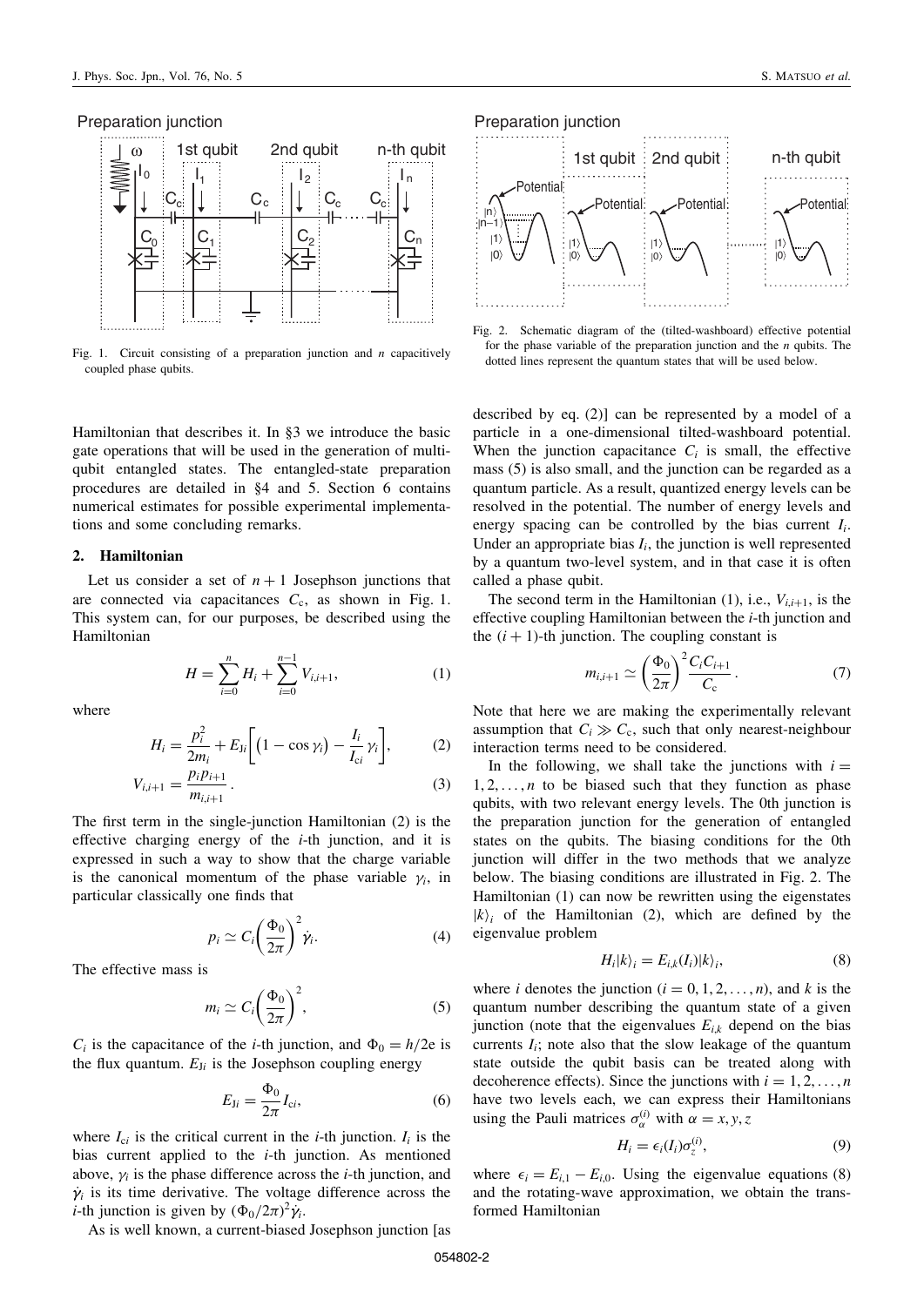Fig. 1. Circuit consisting of a preparation junction and $n$ capacitively coupled phase qubits.

Fig. 2. Schematic diagram of the (tilted-washboard) effective potential for the phase variable of the preparation junction and the $n$ qubits. The dotted lines represent the quantum states that will be used below.

Hamiltonian that describes it. In §3 we introduce the basic gate operations that will be used in the generation of multi-qubit entangled states. The entangled-state preparation procedures are detailed in §4 and 5. Section 6 contains numerical estimates for possible experimental implementations and some concluding remarks.

## 2. Hamiltonian

Let us consider a set of $n+1$ Josephson junctions that are connected via capacitances $C_c$, as shown in Fig. 1. This system can, for our purposes, be described using the Hamiltonian

$$H = \sum_{i=0}^{n} H_i + \sum_{i=0}^{n-1} V_{i,i+1}, \tag{1}$$

where

$$H_i = \frac{p_i^2}{2m_i} + E_{Ji}\left[\left(1-\cos\gamma_i\right) - \frac{I_i}{I_{ci}}\gamma_i\right], \tag{2}$$

$$V_{i,i+1} = \frac{p_i p_{i+1}}{m_{i,i+1}}. \tag{3}$$

The first term in the single-junction Hamiltonian (2) is the effective charging energy of the $i$-th junction, and it is expressed in such a way to show that the charge variable is the canonical momentum of the phase variable $\gamma_i$, in particular classically one finds that

$$p_i \simeq C_i\left(\frac{\Phi_0}{2\pi}\right)^2 \dot{\gamma}_i. \tag{4}$$

The effective mass is

$$m_i \simeq C_i\left(\frac{\Phi_0}{2\pi}\right)^2, \tag{5}$$

$C_i$ is the capacitance of the $i$-th junction, and $\Phi_0 = h/2e$ is the flux quantum. $E_{Ji}$ is the Josephson coupling energy

$$E_{Ji} = \frac{\Phi_0}{2\pi} I_{ci}, \tag{6}$$

where $I_{ci}$ is the critical current in the $i$-th junction. $I_i$ is the bias current applied to the $i$-th junction. As mentioned above, $\gamma_i$ is the phase difference across the $i$-th junction, and $\dot{\gamma}_i$ is its time derivative. The voltage difference across the $i$-th junction is given by $(\Phi_0/2\pi)^2\dot{\gamma}_i$.

As is well known, a current-biased Josephson junction [as described by eq. (2)] can be represented by a model of a particle in a one-dimensional tilted-washboard potential. When the junction capacitance $C_i$ is small, the effective mass (5) is also small, and the junction can be regarded as a quantum particle. As a result, quantized energy levels can be resolved in the potential. The number of energy levels and energy spacing can be controlled by the bias current $I_i$. Under an appropriate bias $I_i$, the junction is well represented by a quantum two-level system, and in that case it is often called a phase qubit.

The second term in the Hamiltonian (1), i.e., $V_{i,i+1}$, is the effective coupling Hamiltonian between the $i$-th junction and the $(i+1)$-th junction. The coupling constant is

$$m_{i,i+1} \simeq \left(\frac{\Phi_0}{2\pi}\right)^2 \frac{C_i C_{i+1}}{C_c}. \tag{7}$$

Note that here we are making the experimentally relevant assumption that $C_i \gg C_c$, such that only nearest-neighbour interaction terms need to be considered.

In the following, we shall take the junctions with $i = 1, 2, \ldots, n$ to be biased such that they function as phase qubits, with two relevant energy levels. The 0th junction is the preparation junction for the generation of entangled states on the qubits. The biasing conditions for the 0th junction will differ in the two methods that we analyze below. The biasing conditions are illustrated in Fig. 2. The Hamiltonian (1) can now be rewritten using the eigenstates $|k\rangle_i$ of the Hamiltonian (2), which are defined by the eigenvalue problem

$$H_i|k\rangle_i = E_{i,k}(I_i)|k\rangle_i, \tag{8}$$

where $i$ denotes the junction $(i = 0, 1, 2, \ldots, n)$, and $k$ is the quantum number describing the quantum state of a given junction (note that the eigenvalues $E_{i,k}$ depend on the bias currents $I_i$; note also that the slow leakage of the quantum state outside the qubit basis can be treated along with decoherence effects). Since the junctions with $i = 1, 2, \ldots, n$ have two levels each, we can express their Hamiltonians using the Pauli matrices $\sigma_\alpha^{(i)}$ with $\alpha = x, y, z$

$$H_i = \epsilon_i(I_i)\sigma_z^{(i)}, \tag{9}$$

where $\epsilon_i = E_{i,1} - E_{i,0}$. Using the eigenvalue equations (8) and the rotating-wave approximation, we obtain the transformed Hamiltonian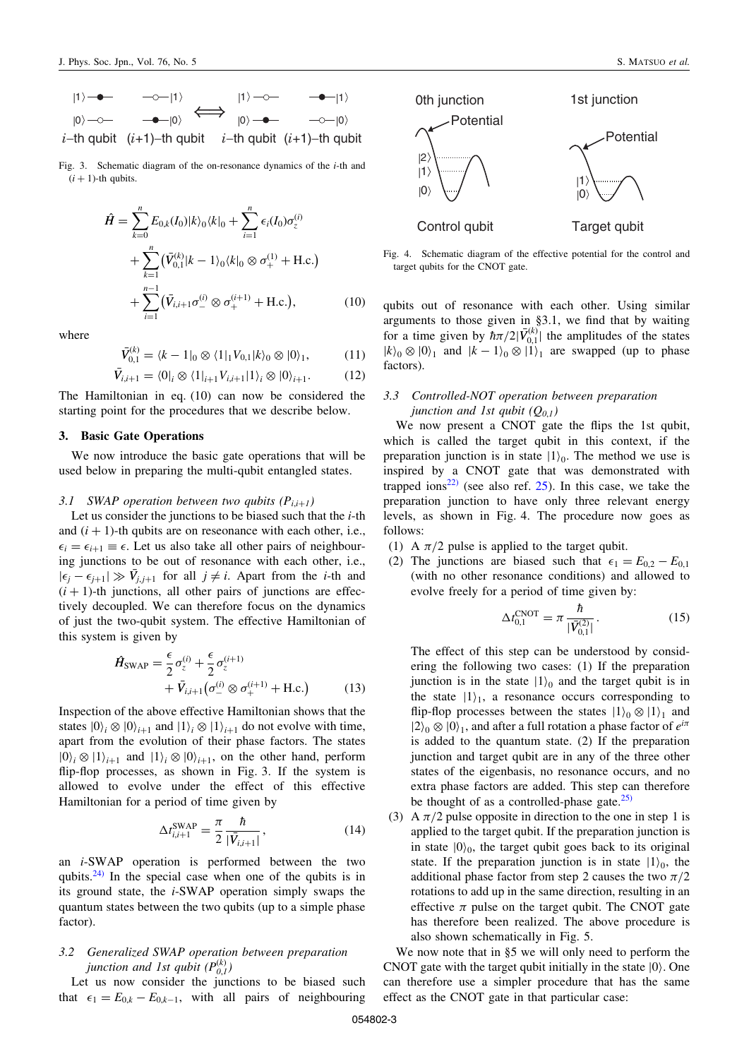Fig. 3. Schematic diagram of the on-resonance dynamics of the $i$-th and $(i+1)$-th qubits.

$$
\hat{H} = \sum_{k=0}^{n} E_{0,k}(I_0)|k\rangle_0\langle k|_0 + \sum_{i=1}^{n} \epsilon_i(I_0)\sigma_z^{(i)} + \sum_{k=1}^{n}\left(\bar{V}_{0,1}^{(k)}|k-1\rangle_0\langle k|_0 \otimes \sigma_+^{(1)} + \text{H.c.}\right) + \sum_{i=1}^{n-1}\left(\bar{V}_{i,i+1}\sigma_-^{(i)} \otimes \sigma_+^{(i+1)} + \text{H.c.}\right), \tag{10}
$$

where

$$
\bar{V}_{0,1}^{(k)} = \langle k-1|_0 \otimes \langle 1|_1 V_{0,1}|k\rangle_0 \otimes |0\rangle_1, \tag{11}
$$

$$
\bar{V}_{i,i+1} = \langle 0|_i \otimes \langle 1|_{i+1} V_{i,i+1}|1\rangle_i \otimes |0\rangle_{i+1}. \tag{12}
$$

The Hamiltonian in eq. (10) can now be considered the starting point for the procedures that we describe below.

## 3. Basic Gate Operations

We now introduce the basic gate operations that will be used below in preparing the multi-qubit entangled states.

### 3.1 SWAP operation between two qubits ($P_{i,i+1}$)

Let us consider the junctions to be biased such that the $i$-th and $(i+1)$-th qubits are on reseonance with each other, i.e., $\epsilon_i = \epsilon_{i+1} \equiv \epsilon$. Let us also take all other pairs of neighbouring junctions to be out of resonance with each other, i.e., $|\epsilon_j - \epsilon_{j+1}| \gg \bar{V}_{j,j+1}$ for all $j \neq i$. Apart from the $i$-th and $(i+1)$-th junctions, all other pairs of junctions are effectively decoupled. We can therefore focus on the dynamics of just the two-qubit system. The effective Hamiltonian of this system is given by

$$
\hat{H}_{\text{SWAP}} = \frac{\epsilon}{2}\sigma_z^{(i)} + \frac{\epsilon}{2}\sigma_z^{(i+1)} + \bar{V}_{i,i+1}\left(\sigma_-^{(i)} \otimes \sigma_+^{(i+1)} + \text{H.c.}\right) \tag{13}
$$

Inspection of the above effective Hamiltonian shows that the states $|0\rangle_i \otimes |0\rangle_{i+1}$ and $|1\rangle_i \otimes |1\rangle_{i+1}$ do not evolve with time, apart from the evolution of their phase factors. The states $|0\rangle_i \otimes |1\rangle_{i+1}$ and $|1\rangle_i \otimes |0\rangle_{i+1}$, on the other hand, perform flip-flop processes, as shown in Fig. 3. If the system is allowed to evolve under the effect of this effective Hamiltonian for a period of time given by

$$
\Delta t_{i,i+1}^{\text{SWAP}} = \frac{\pi}{2}\frac{\hbar}{|\bar{V}_{i,i+1}|}, \tag{14}
$$

an $i$-SWAP operation is performed between the two qubits.[24] In the special case when one of the qubits is in its ground state, the $i$-SWAP operation simply swaps the quantum states between the two qubits (up to a simple phase factor).

### 3.2 Generalized SWAP operation between preparation junction and 1st qubit ($P_{0,1}^{(k)}$)

Let us now consider the junctions to be biased such that $\epsilon_1 = E_{0,k} - E_{0,k-1}$, with all pairs of neighbouring qubits out of resonance with each other. Using similar arguments to those given in §3.1, we find that by waiting for a time given by $\hbar\pi/2|\bar{V}_{0,1}^{(k)}|$ the amplitudes of the states $|k\rangle_0 \otimes |0\rangle_1$ and $|k-1\rangle_0 \otimes |1\rangle_1$ are swapped (up to phase factors).

Fig. 4. Schematic diagram of the effective potential for the control and target qubits for the CNOT gate.

### 3.3 Controlled-NOT operation between preparation junction and 1st qubit ($Q_{0,1}$)

We now present a CNOT gate the flips the 1st qubit, which is called the target qubit in this context, if the preparation junction is in state $|1\rangle_0$. The method we use is inspired by a CNOT gate that was demonstrated with trapped ions[22] (see also ref. 25). In this case, we take the preparation junction to have only three relevant energy levels, as shown in Fig. 4. The procedure now goes as follows:

(1) A $\pi/2$ pulse is applied to the target qubit.

(2) The junctions are biased such that $\epsilon_1 = E_{0,2} - E_{0,1}$ (with no other resonance conditions) and allowed to evolve freely for a period of time given by:

$$
\Delta t_{0,1}^{\text{CNOT}} = \pi\frac{\hbar}{|\bar{V}_{0,1}^{(2)}|}. \tag{15}
$$

The effect of this step can be understood by considering the following two cases: (1) If the preparation junction is in the state $|1\rangle_0$ and the target qubit is in the state $|1\rangle_1$, a resonance occurs corresponding to flip-flop processes between the states $|1\rangle_0 \otimes |1\rangle_1$ and $|2\rangle_0 \otimes |0\rangle_1$, and after a full rotation a phase factor of $e^{i\pi}$ is added to the quantum state. (2) If the preparation junction and target qubit are in any of the three other states of the eigenbasis, no resonance occurs, and no extra phase factors are added. This step can therefore be thought of as a controlled-phase gate.[25]

(3) A $\pi/2$ pulse opposite in direction to the one in step 1 is applied to the target qubit. If the preparation junction is in state $|0\rangle_0$, the target qubit goes back to its original state. If the preparation junction is in state $|1\rangle_0$, the additional phase factor from step 2 causes the two $\pi/2$ rotations to add up in the same direction, resulting in an effective $\pi$ pulse on the target qubit. The CNOT gate has therefore been realized. The above procedure is also shown schematically in Fig. 5.

We now note that in §5 we will only need to perform the CNOT gate with the target qubit initially in the state $|0\rangle$. One can therefore use a simpler procedure that has the same effect as the CNOT gate in that particular case: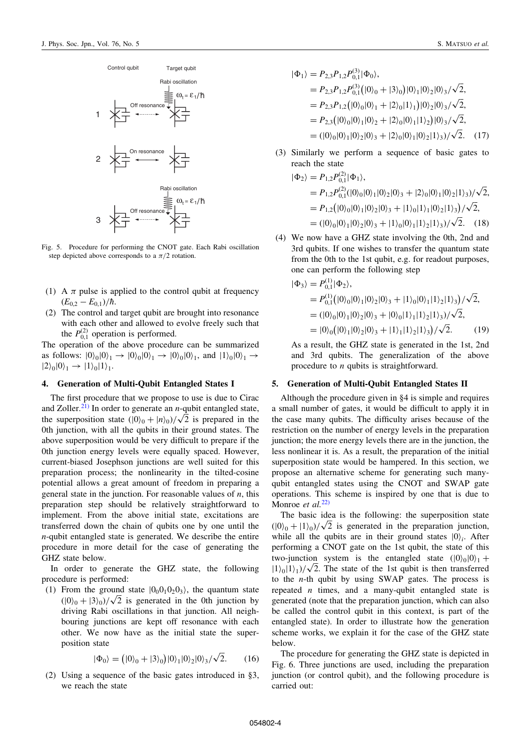Fig. 5. Procedure for performing the CNOT gate. Each Rabi oscillation step depicted above corresponds to a $\pi/2$ rotation.

(1) A $\pi$ pulse is applied to the control qubit at frequency $(E_{0,2} - E_{0,1})/\hbar$.

(2) The control and target qubit are brought into resonance with each other and allowed to evolve freely such that the $P_{0,1}^{(2)}$ operation is performed.

The operation of the above procedure can be summarized as follows: $|0\rangle_0|0\rangle_1 \rightarrow |0\rangle_0|0\rangle_1 \rightarrow |0\rangle_0|0\rangle_1$, and $|1\rangle_0|0\rangle_1 \rightarrow |2\rangle_0|0\rangle_1 \rightarrow |1\rangle_0|1\rangle_1$.

## 4. Generation of Multi-Qubit Entangled States I

The first procedure that we propose to use is due to Cirac and Zoller.[21] In order to generate an $n$-qubit entangled state, the superposition state $(|0\rangle_0 + |n\rangle_0)/\sqrt{2}$ is prepared in the 0th junction, with all the qubits in their ground states. The above superposition would be very difficult to prepare if the 0th junction energy levels were equally spaced. However, current-biased Josephson junctions are well suited for this preparation process; the nonlinearity in the tilted-cosine potential allows a great amount of freedom in preparing a general state in the junction. For reasonable values of $n$, this preparation step should be relatively straightforward to implement. From the above initial state, excitations are transferred down the chain of qubits one by one until the $n$-qubit entangled state is generated. We describe the entire procedure in more detail for the case of generating the GHZ state below.

In order to generate the GHZ state, the following procedure is performed:

(1) From the ground state $|0_0 0_1 0_2 0_3\rangle$, the quantum state $(|0\rangle_0 + |3\rangle_0)/\sqrt{2}$ is generated in the 0th junction by driving Rabi oscillations in that junction. All neighbouring junctions are kept off resonance with each other. We now have as the initial state the superposition state

$$|\Phi_0\rangle = (|0\rangle_0 + |3\rangle_0)|0\rangle_1|0\rangle_2|0\rangle_3/\sqrt{2}. \quad (16)$$

(2) Using a sequence of the basic gates introduced in §3, we reach the state

$$\begin{aligned}
|\Phi_1\rangle &= P_{2,3}P_{1,2}P_{0,1}^{(3)}|\Phi_0\rangle, \\
&= P_{2,3}P_{1,2}P_{0,1}^{(3)}(|0\rangle_0 + |3\rangle_0)|0\rangle_1|0\rangle_2|0\rangle_3/\sqrt{2}, \\
&= P_{2,3}P_{1,2}(|0\rangle_0|0\rangle_1 + |2\rangle_0|1\rangle_1)|0\rangle_2|0\rangle_3/\sqrt{2}, \\
&= P_{2,3}(|0\rangle_0|0\rangle_1|0\rangle_2 + |2\rangle_0|0\rangle_1|1\rangle_2)|0\rangle_3/\sqrt{2}, \\
&= (|0\rangle_0|0\rangle_1|0\rangle_2|0\rangle_3 + |2\rangle_0|0\rangle_1|0\rangle_2|1\rangle_3)/\sqrt{2}. \quad (17)
\end{aligned}$$

(3) Similarly we perform a sequence of basic gates to reach the state

$$\begin{aligned}
|\Phi_2\rangle &= P_{1,2}P_{0,1}^{(2)}|\Phi_1\rangle, \\
&= P_{1,2}P_{0,1}^{(2)}(|0\rangle_0|0\rangle_1|0\rangle_2|0\rangle_3 + |2\rangle_0|0\rangle_1|0\rangle_2|1\rangle_3)/\sqrt{2}, \\
&= P_{1,2}(|0\rangle_0|0\rangle_1|0\rangle_2|0\rangle_3 + |1\rangle_0|1\rangle_1|0\rangle_2|1\rangle_3)/\sqrt{2}, \\
&= (|0\rangle_0|0\rangle_1|0\rangle_2|0\rangle_3 + |1\rangle_0|0\rangle_1|1\rangle_2|1\rangle_3)/\sqrt{2}. \quad (18)
\end{aligned}$$

(4) We now have a GHZ state involving the 0th, 2nd and 3rd qubits. If one wishes to transfer the quantum state from the 0th to the 1st qubit, e.g. for readout purposes, one can perform the following step

$$\begin{aligned}
|\Phi_3\rangle &= P_{0,1}^{(1)}|\Phi_2\rangle, \\
&= P_{0,1}^{(1)}(|0\rangle_0|0\rangle_1|0\rangle_2|0\rangle_3 + |1\rangle_0|0\rangle_1|1\rangle_2|1\rangle_3)/\sqrt{2}, \\
&= (|0\rangle_0|0\rangle_1|0\rangle_2|0\rangle_3 + |0\rangle_0|1\rangle_1|1\rangle_2|1\rangle_3)/\sqrt{2}, \\
&= |0\rangle_0(|0\rangle_1|0\rangle_2|0\rangle_3 + |1\rangle_1|1\rangle_2|1\rangle_3)/\sqrt{2}. \quad (19)
\end{aligned}$$

As a result, the GHZ state is generated in the 1st, 2nd and 3rd qubits. The generalization of the above procedure to $n$ qubits is straightforward.

## 5. Generation of Multi-Qubit Entangled States II

Although the procedure given in §4 is simple and requires a small number of gates, it would be difficult to apply it in the case many qubits. The difficulty arises because of the restriction on the number of energy levels in the preparation junction; the more energy levels there are in the junction, the less nonlinear it is. As a result, the preparation of the initial superposition state would be hampered. In this section, we propose an alternative scheme for generating such many-qubit entangled states using the CNOT and SWAP gate operations. This scheme is inspired by one that is due to Monroe *et al.*[22]

The basic idea is the following: the superposition state $(|0\rangle_0 + |1\rangle_0)/\sqrt{2}$ is generated in the preparation junction, while all the qubits are in their ground states $|0\rangle_i$. After performing a CNOT gate on the 1st qubit, the state of this two-junction system is the entangled state $(|0\rangle_0|0\rangle_1 + |1\rangle_0|1\rangle_1)/\sqrt{2}$. The state of the 1st qubit is then transferred to the $n$-th qubit by using SWAP gates. The process is repeated $n$ times, and a many-qubit entangled state is generated (note that the preparation junction, which can also be called the control qubit in this context, is part of the entangled state). In order to illustrate how the generation scheme works, we explain it for the case of the GHZ state below.

The procedure for generating the GHZ state is depicted in Fig. 6. Three junctions are used, including the preparation junction (or control qubit), and the following procedure is carried out: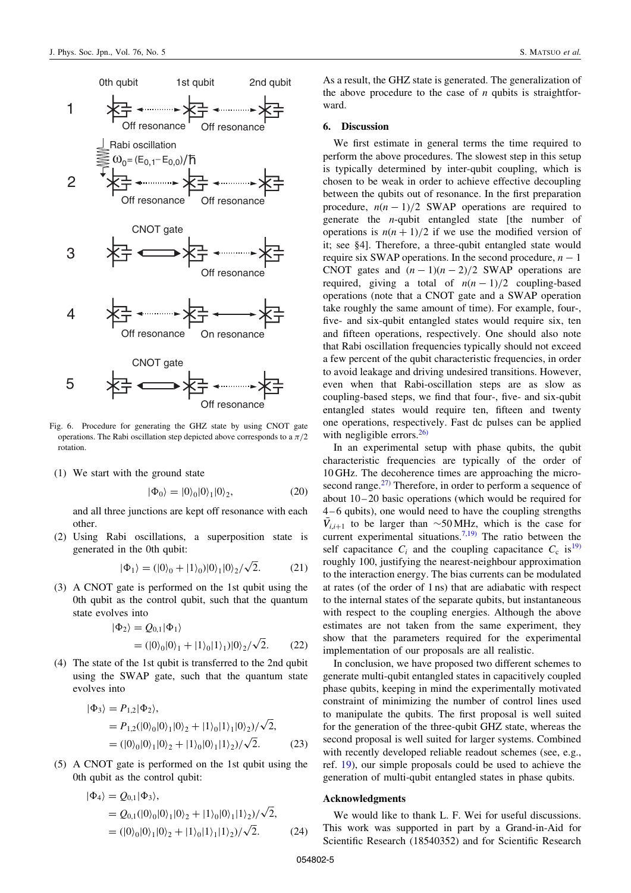Fig. 6. Procedure for generating the GHZ state by using CNOT gate operations. The Rabi oscillation step depicted above corresponds to a $\pi/2$ rotation.

(1) We start with the ground state

$$|\Phi_0\rangle = |0\rangle_0|0\rangle_1|0\rangle_2, \tag{20}$$

and all three junctions are kept off resonance with each other.

(2) Using Rabi oscillations, a superposition state is generated in the 0th qubit:

$$|\Phi_1\rangle = (|0\rangle_0 + |1\rangle_0)|0\rangle_1|0\rangle_2/\sqrt{2}. \tag{21}$$

(3) A CNOT gate is performed on the 1st qubit using the 0th qubit as the control qubit, such that the quantum state evolves into

$$\begin{aligned}|\Phi_2\rangle &= Q_{0,1}|\Phi_1\rangle \\ &= (|0\rangle_0|0\rangle_1 + |1\rangle_0|1\rangle_1)|0\rangle_2/\sqrt{2}.\end{aligned} \tag{22}$$

(4) The state of the 1st qubit is transferred to the 2nd qubit using the SWAP gate, such that the quantum state evolves into

$$\begin{aligned}|\Phi_3\rangle &= P_{1,2}|\Phi_2\rangle, \\ &= P_{1,2}(|0\rangle_0|0\rangle_1|0\rangle_2 + |1\rangle_0|1\rangle_1|0\rangle_2)/\sqrt{2}, \\ &= (|0\rangle_0|0\rangle_1|0\rangle_2 + |1\rangle_0|0\rangle_1|1\rangle_2)/\sqrt{2}.\end{aligned} \tag{23}$$

(5) A CNOT gate is performed on the 1st qubit using the 0th qubit as the control qubit:

$$\begin{aligned}|\Phi_4\rangle &= Q_{0,1}|\Phi_3\rangle, \\ &= Q_{0,1}(|0\rangle_0|0\rangle_1|0\rangle_2 + |1\rangle_0|0\rangle_1|1\rangle_2)/\sqrt{2}, \\ &= (|0\rangle_0|0\rangle_1|0\rangle_2 + |1\rangle_0|1\rangle_1|1\rangle_2)/\sqrt{2}.\end{aligned} \tag{24}$$

As a result, the GHZ state is generated. The generalization of the above procedure to the case of $n$ qubits is straightforward.

## 6. Discussion

We first estimate in general terms the time required to perform the above procedures. The slowest step in this setup is typically determined by inter-qubit coupling, which is chosen to be weak in order to achieve effective decoupling between the qubits out of resonance. In the first preparation procedure, $n(n-1)/2$ SWAP operations are required to generate the $n$-qubit entangled state [the number of operations is $n(n+1)/2$ if we use the modified version of it; see §4]. Therefore, a three-qubit entangled state would require six SWAP operations. In the second procedure, $n-1$ CNOT gates and $(n-1)(n-2)/2$ SWAP operations are required, giving a total of $n(n-1)/2$ coupling-based operations (note that a CNOT gate and a SWAP operation take roughly the same amount of time). For example, four-, five- and six-qubit entangled states would require six, ten and fifteen operations, respectively. One should also note that Rabi oscillation frequencies typically should not exceed a few percent of the qubit characteristic frequencies, in order to avoid leakage and driving undesired transitions. However, even when that Rabi-oscillation steps are as slow as coupling-based steps, we find that four-, five- and six-qubit entangled states would require ten, fifteen and twenty one operations, respectively. Fast dc pulses can be applied with negligible errors.[26]

In an experimental setup with phase qubits, the qubit characteristic frequencies are typically of the order of 10 GHz. The decoherence times are approaching the microsecond range.[27] Therefore, in order to perform a sequence of about 10–20 basic operations (which would be required for 4–6 qubits), one would need to have the coupling strengths $\tilde{V}_{i,i+1}$ to be larger than $\sim$50 MHz, which is the case for current experimental situations.[7,19] The ratio between the self capacitance $C_i$ and the coupling capacitance $C_c$ is[19] roughly 100, justifying the nearest-neighbour approximation to the interaction energy. The bias currents can be modulated at rates (of the order of 1 ns) that are adiabatic with respect to the internal states of the separate qubits, but instantaneous with respect to the coupling energies. Although the above estimates are not taken from the same experiment, they show that the parameters required for the experimental implementation of our proposals are all realistic.

In conclusion, we have proposed two different schemes to generate multi-qubit entangled states in capacitively coupled phase qubits, keeping in mind the experimentally motivated constraint of minimizing the number of control lines used to manipulate the qubits. The first proposal is well suited for the generation of the three-qubit GHZ state, whereas the second proposal is well suited for larger systems. Combined with recently developed reliable readout schemes (see, e.g., ref. 19), our simple proposals could be used to achieve the generation of multi-qubit entangled states in phase qubits.

### Acknowledgments

We would like to thank L. F. Wei for useful discussions. This work was supported in part by a Grand-in-Aid for Scientific Research (18540352) and for Scientific Research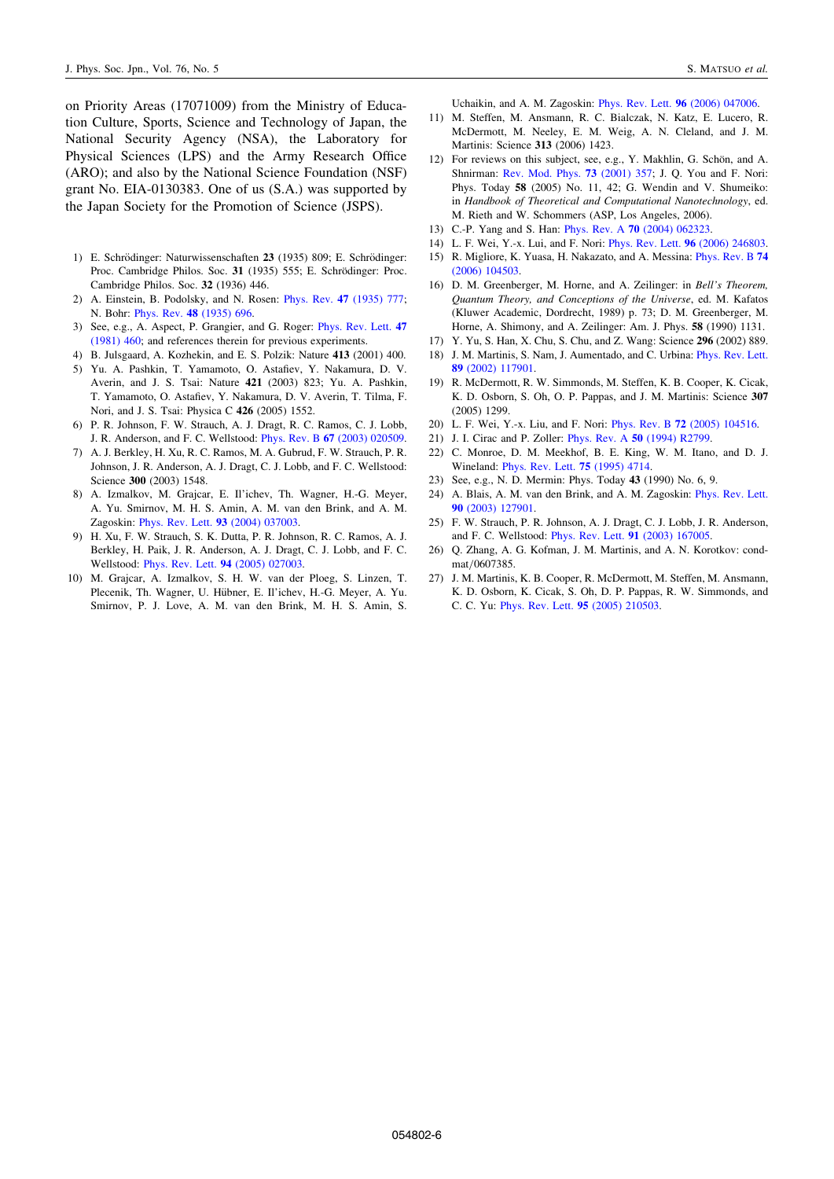on Priority Areas (17071009) from the Ministry of Education Culture, Sports, Science and Technology of Japan, the National Security Agency (NSA), the Laboratory for Physical Sciences (LPS) and the Army Research Office (ARO); and also by the National Science Foundation (NSF) grant No. EIA-0130383. One of us (S.A.) was supported by the Japan Society for the Promotion of Science (JSPS).

1) E. Schrödinger: Naturwissenschaften **23** (1935) 809; E. Schrödinger: Proc. Cambridge Philos. Soc. **31** (1935) 555; E. Schrödinger: Proc. Cambridge Philos. Soc. **32** (1936) 446.
2) A. Einstein, B. Podolsky, and N. Rosen: Phys. Rev. **47** (1935) 777; N. Bohr: Phys. Rev. **48** (1935) 696.
3) See, e.g., A. Aspect, P. Grangier, and G. Roger: Phys. Rev. Lett. **47** (1981) 460; and references therein for previous experiments.
4) B. Julsgaard, A. Kozhekin, and E. S. Polzik: Nature **413** (2001) 400.
5) Yu. A. Pashkin, T. Yamamoto, O. Astafiev, Y. Nakamura, D. V. Averin, and J. S. Tsai: Nature **421** (2003) 823; Yu. A. Pashkin, T. Yamamoto, O. Astafiev, Y. Nakamura, D. V. Averin, T. Tilma, F. Nori, and J. S. Tsai: Physica C **426** (2005) 1552.
6) P. R. Johnson, F. W. Strauch, A. J. Dragt, R. C. Ramos, C. J. Lobb, J. R. Anderson, and F. C. Wellstood: Phys. Rev. B **67** (2003) 020509.
7) A. J. Berkley, H. Xu, R. C. Ramos, M. A. Gubrud, F. W. Strauch, P. R. Johnson, J. R. Anderson, A. J. Dragt, C. J. Lobb, and F. C. Wellstood: Science **300** (2003) 1548.
8) A. Izmalkov, M. Grajcar, E. Il'ichev, Th. Wagner, H.-G. Meyer, A. Yu. Smirnov, M. H. S. Amin, A. M. van den Brink, and A. M. Zagoskin: Phys. Rev. Lett. **93** (2004) 037003.
9) H. Xu, F. W. Strauch, S. K. Dutta, P. R. Johnson, R. C. Ramos, A. J. Berkley, H. Paik, J. R. Anderson, A. J. Dragt, C. J. Lobb, and F. C. Wellstood: Phys. Rev. Lett. **94** (2005) 027003.
10) M. Grajcar, A. Izmalkov, S. H. W. van der Ploeg, S. Linzen, T. Plecenik, Th. Wagner, U. Hübner, E. Il'ichev, H.-G. Meyer, A. Yu. Smirnov, P. J. Love, A. M. van den Brink, M. H. S. Amin, S. Uchaikin, and A. M. Zagoskin: Phys. Rev. Lett. **96** (2006) 047006.
11) M. Steffen, M. Ansmann, R. C. Bialczak, N. Katz, E. Lucero, R. McDermott, M. Neeley, E. M. Weig, A. N. Cleland, and J. M. Martinis: Science **313** (2006) 1423.
12) For reviews on this subject, see, e.g., Y. Makhlin, G. Schön, and A. Shnirman: Rev. Mod. Phys. **73** (2001) 357; J. Q. You and F. Nori: Phys. Today **58** (2005) No. 11, 42; G. Wendin and V. Shumeiko: in *Handbook of Theoretical and Computational Nanotechnology*, ed. M. Rieth and W. Schommers (ASP, Los Angeles, 2006).
13) C.-P. Yang and S. Han: Phys. Rev. A **70** (2004) 062323.
14) L. F. Wei, Y.-x. Lui, and F. Nori: Phys. Rev. Lett. **96** (2006) 246803.
15) R. Migliore, K. Yuasa, H. Nakazato, and A. Messina: Phys. Rev. B **74** (2006) 104503.
16) D. M. Greenberger, M. Horne, and A. Zeilinger: in *Bell's Theorem, Quantum Theory, and Conceptions of the Universe*, ed. M. Kafatos (Kluwer Academic, Dordrecht, 1989) p. 73; D. M. Greenberger, M. Horne, A. Shimony, and A. Zeilinger: Am. J. Phys. **58** (1990) 1131.
17) Y. Yu, S. Han, X. Chu, S. Chu, and Z. Wang: Science **296** (2002) 889.
18) J. M. Martinis, S. Nam, J. Aumentado, and C. Urbina: Phys. Rev. Lett. **89** (2002) 117901.
19) R. McDermott, R. W. Simmonds, M. Steffen, K. B. Cooper, K. Cicak, K. D. Osborn, S. Oh, D. P. Pappas, and J. M. Martinis: Science **307** (2005) 1299.
20) L. F. Wei, Y.-x. Liu, and F. Nori: Phys. Rev. B **72** (2005) 104516.
21) J. I. Cirac and P. Zoller: Phys. Rev. A **50** (1994) R2799.
22) C. Monroe, D. M. Meekhof, B. E. King, W. M. Itano, and D. J. Wineland: Phys. Rev. Lett. **75** (1995) 4714.
23) See, e.g., N. D. Mermin: Phys. Today **43** (1990) No. 6, 9.
24) A. Blais, A. M. van den Brink, and A. M. Zagoskin: Phys. Rev. Lett. **90** (2003) 127901.
25) F. W. Strauch, P. R. Johnson, A. J. Dragt, C. J. Lobb, J. R. Anderson, and F. C. Wellstood: Phys. Rev. Lett. **91** (2003) 167005.
26) Q. Zhang, A. G. Kofman, J. M. Martinis, and A. N. Korotkov: cond-mat/0607385.
27) J. M. Martinis, K. B. Cooper, R. McDermott, M. Steffen, M. Ansmann, K. D. Osborn, K. Cicak, S. Oh, D. P. Pappas, R. W. Simmonds, and C. C. Yu: Phys. Rev. Lett. **95** (2005) 210503.